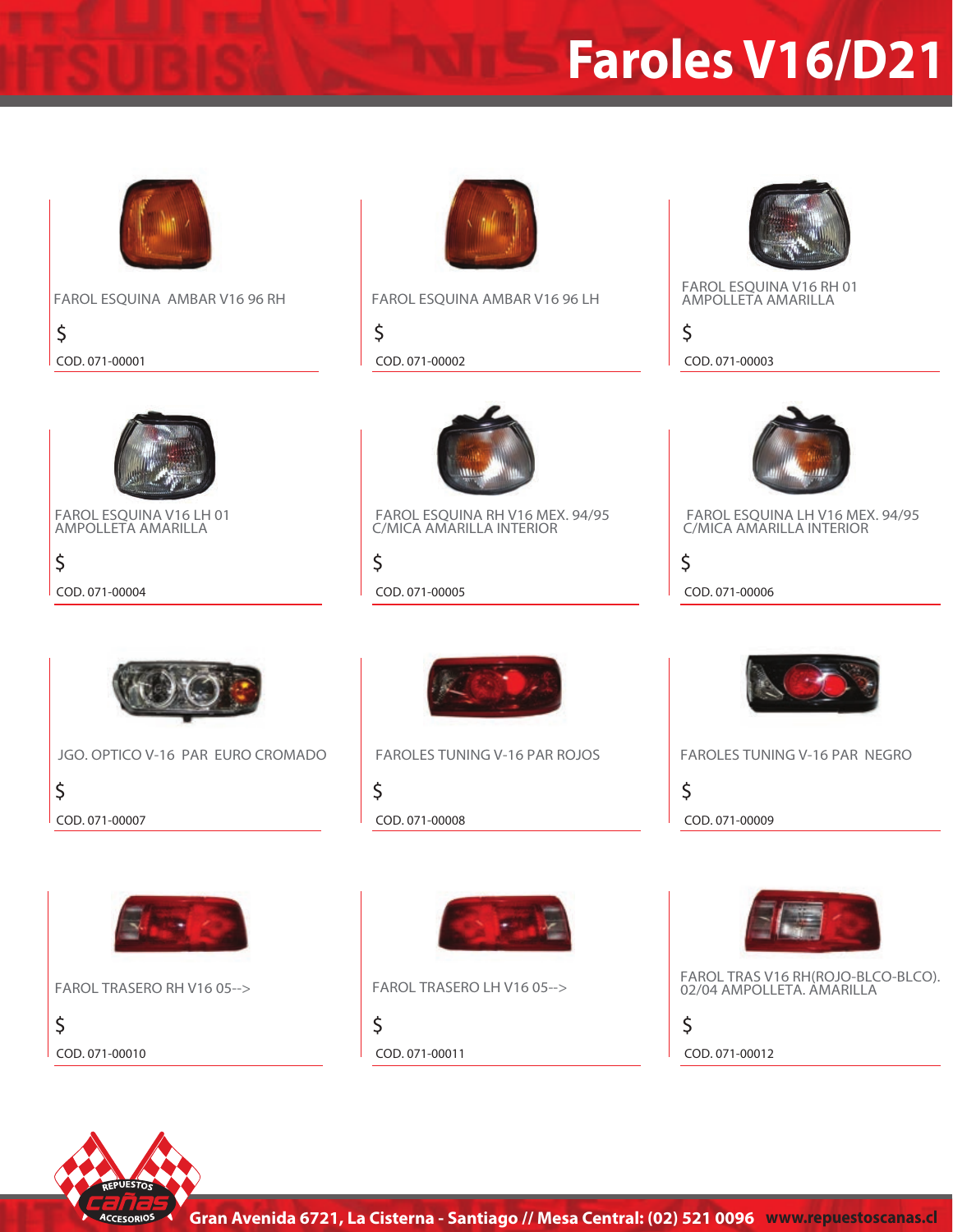# Faroles V16/D21

FAROL ESQUINA AMBAR V16 96 RH

$

COD. 071-00001

FAROL ESQUINA AMBAR V16 96 LH

$

COD. 071-00002

FAROL ESQUINA V16 RH 01 AMPOLLETA AMARILLA

$

COD. 071-00003

FAROL ESQUINA V16 LH 01 AMPOLLETA AMARILLA

$

COD. 071-00004

FAROL ESQUINA RH V16 MEX. 94/95 C/MICA AMARILLA INTERIOR

$

COD. 071-00005

FAROL ESQUINA LH V16 MEX. 94/95 C/MICA AMARILLA INTERIOR

$

COD. 071-00006

JGO. OPTICO V-16 PAR EURO CROMADO

$

COD. 071-00007

FAROLES TUNING V-16 PAR ROJOS

$

COD. 071-00008

FAROLES TUNING V-16 PAR NEGRO

$

COD. 071-00009

FAROL TRASERO RH V16 05-->

$

COD. 071-00010

FAROL TRASERO LH V16 05-->

$

COD. 071-00011

FAROL TRAS V16 RH(ROJO-BLCO-BLCO). 02/04 AMPOLLETA. AMARILLA

$

COD. 071-00012

Gran Avenida 6721, La Cisterna - Santiago // Mesa Central: (02) 521 0096 www.repuestoscanas.cl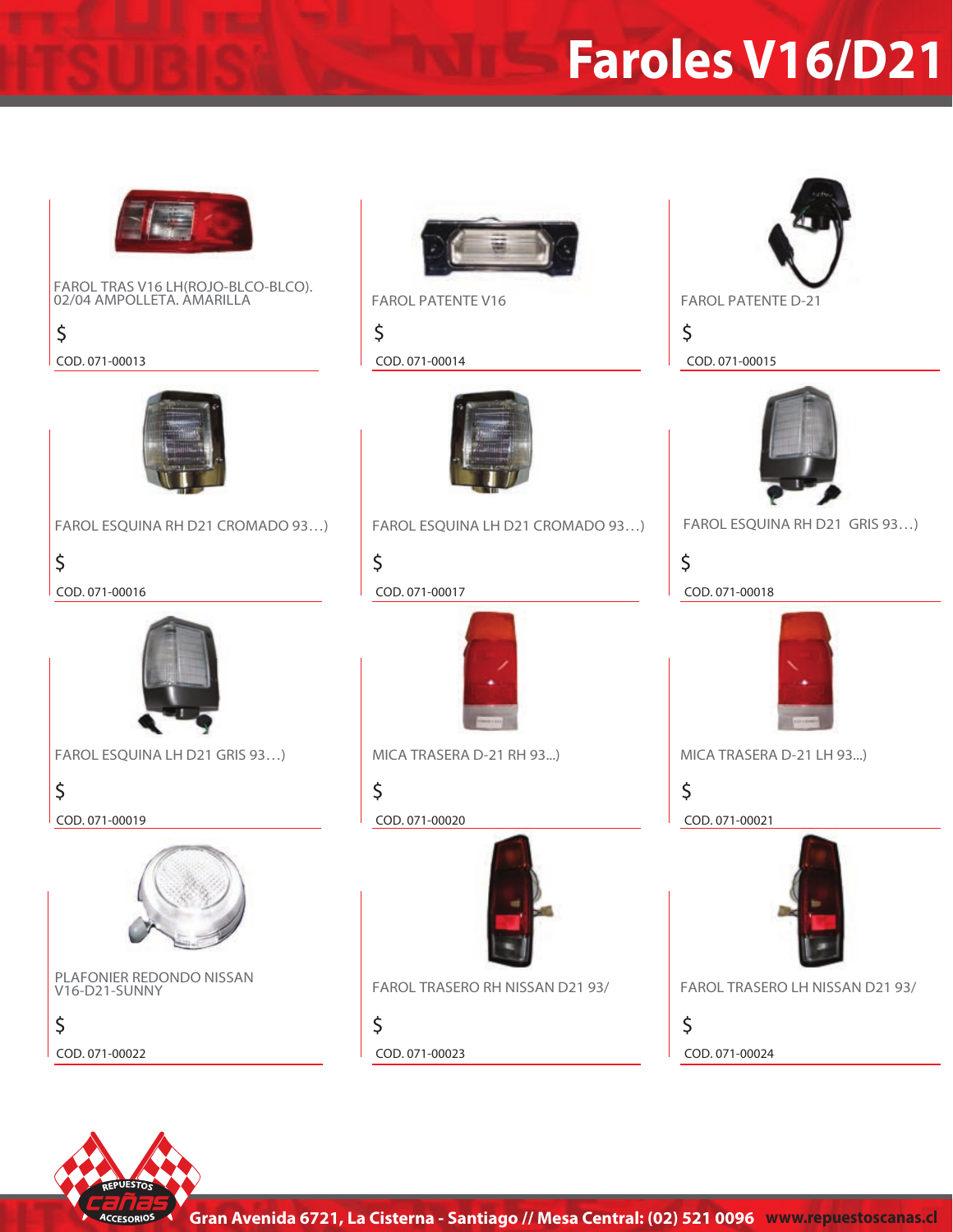# Faroles V16/D21

FAROL TRAS V16 LH(ROJO-BLCO-BLCO). 02/04 AMPOLLETA. AMARILLA

$

COD. 071-00013

FAROL PATENTE V16

$

COD. 071-00014

FAROL PATENTE D-21

$

COD. 071-00015

FAROL ESQUINA RH D21 CROMADO 93…)

$

COD. 071-00016

FAROL ESQUINA LH D21 CROMADO 93…)

$

COD. 071-00017

FAROL ESQUINA RH D21 GRIS 93…)

$

COD. 071-00018

FAROL ESQUINA LH D21 GRIS 93…)

$

COD. 071-00019

MICA TRASERA D-21 RH 93...)

$

COD. 071-00020

MICA TRASERA D-21 LH 93...)

$

COD. 071-00021

PLAFONIER REDONDO NISSAN V16-D21-SUNNY

$

COD. 071-00022

FAROL TRASERO RH NISSAN D21 93/

$

COD. 071-00023

FAROL TRASERO LH NISSAN D21 93/

$

COD. 071-00024

REPUESTOS cañas ACCESORIOS

**Gran Avenida 6721, La Cisterna - Santiago // Mesa Central: (02) 521 0096 www.repuestoscanas.cl**